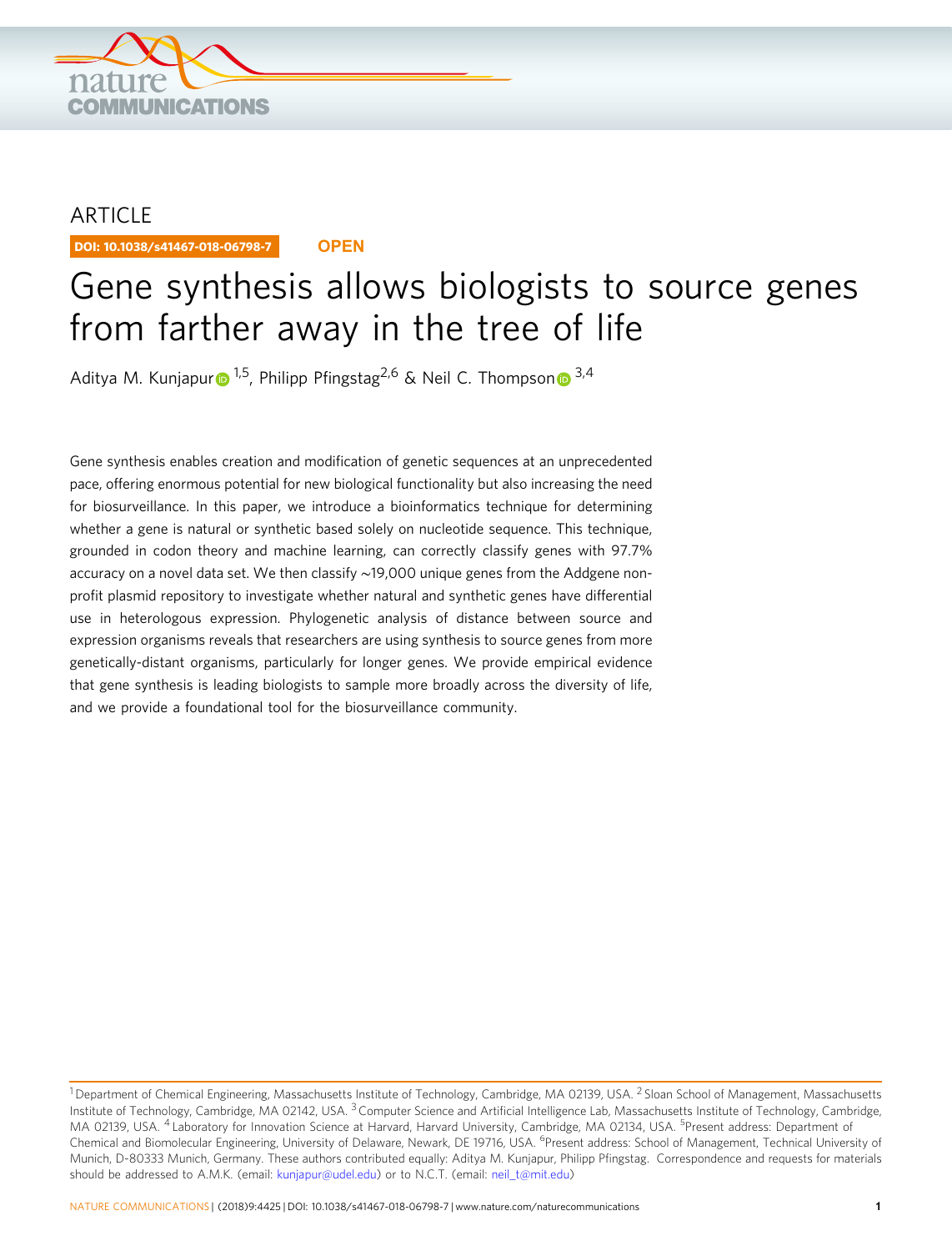ARTICLE

DOI: 10.1038/s41467-018-06798-7 OPEN

# Gene synthesis allows biologists to source genes from farther away in the tree of life

Aditya M. Kunjapur [1,5], Philipp Pfingstag[2,6] & Neil C. Thompson [3,4]

Gene synthesis enables creation and modification of genetic sequences at an unprecedented pace, offering enormous potential for new biological functionality but also increasing the need for biosurveillance. In this paper, we introduce a bioinformatics technique for determining whether a gene is natural or synthetic based solely on nucleotide sequence. This technique, grounded in codon theory and machine learning, can correctly classify genes with 97.7% accuracy on a novel data set. We then classify ~19,000 unique genes from the Addgene non-profit plasmid repository to investigate whether natural and synthetic genes have differential use in heterologous expression. Phylogenetic analysis of distance between source and expression organisms reveals that researchers are using synthesis to source genes from more genetically-distant organisms, particularly for longer genes. We provide empirical evidence that gene synthesis is leading biologists to sample more broadly across the diversity of life, and we provide a foundational tool for the biosurveillance community.

[1] Department of Chemical Engineering, Massachusetts Institute of Technology, Cambridge, MA 02139, USA. [2] Sloan School of Management, Massachusetts Institute of Technology, Cambridge, MA 02142, USA. [3] Computer Science and Artificial Intelligence Lab, Massachusetts Institute of Technology, Cambridge, MA 02139, USA. [4] Laboratory for Innovation Science at Harvard, Harvard University, Cambridge, MA 02134, USA. [5] Present address: Department of Chemical and Biomolecular Engineering, University of Delaware, Newark, DE 19716, USA. [6] Present address: School of Management, Technical University of Munich, D-80333 Munich, Germany. These authors contributed equally: Aditya M. Kunjapur, Philipp Pfingstag. Correspondence and requests for materials should be addressed to A.M.K. (email: kunjapur@udel.edu) or to N.C.T. (email: neil_t@mit.edu)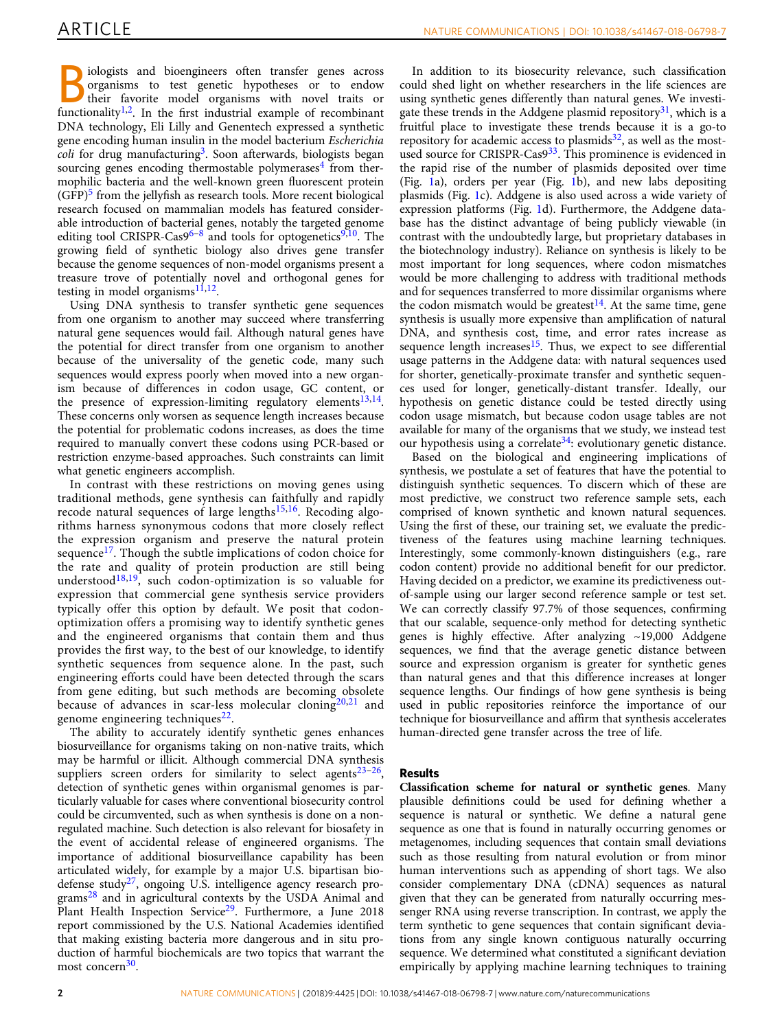Biologists and bioengineers often transfer genes across organisms to test genetic hypotheses or to endow their favorite model organisms with novel traits or functionality[1,2]. In the first industrial example of recombinant DNA technology, Eli Lilly and Genentech expressed a synthetic gene encoding human insulin in the model bacterium *Escherichia coli* for drug manufacturing[3]. Soon afterwards, biologists began sourcing genes encoding thermostable polymerases[4] from thermophilic bacteria and the well-known green fluorescent protein (GFP)[5] from the jellyfish as research tools. More recent biological research focused on mammalian models has featured considerable introduction of bacterial genes, notably the targeted genome editing tool CRISPR-Cas9[6–8] and tools for optogenetics[9,10]. The growing field of synthetic biology also drives gene transfer because the genome sequences of non-model organisms present a treasure trove of potentially novel and orthogonal genes for testing in model organisms[11,12].

Using DNA synthesis to transfer synthetic gene sequences from one organism to another may succeed where transferring natural gene sequences would fail. Although natural genes have the potential for direct transfer from one organism to another because of the universality of the genetic code, many such sequences would express poorly when moved into a new organism because of differences in codon usage, GC content, or the presence of expression-limiting regulatory elements[13,14]. These concerns only worsen as sequence length increases because the potential for problematic codons increases, as does the time required to manually convert these codons using PCR-based or restriction enzyme-based approaches. Such constraints can limit what genetic engineers accomplish.

In contrast with these restrictions on moving genes using traditional methods, gene synthesis can faithfully and rapidly recode natural sequences of large lengths[15,16]. Recoding algorithms harness synonymous codons that more closely reflect the expression organism and preserve the natural protein sequence[17]. Though the subtle implications of codon choice for the rate and quality of protein production are still being understood[18,19], such codon-optimization is so valuable for expression that commercial gene synthesis service providers typically offer this option by default. We posit that codon-optimization offers a promising way to identify synthetic genes and the engineered organisms that contain them and thus provides the first way, to the best of our knowledge, to identify synthetic sequences from sequence alone. In the past, such engineering efforts could have been detected through the scars from gene editing, but such methods are becoming obsolete because of advances in scar-less molecular cloning[20,21] and genome engineering techniques[22].

The ability to accurately identify synthetic genes enhances biosurveillance for organisms taking on non-native traits, which may be harmful or illicit. Although commercial DNA synthesis suppliers screen orders for similarity to select agents[23–26], detection of synthetic genes within organismal genomes is particularly valuable for cases where conventional biosecurity control could be circumvented, such as when synthesis is done on a non-regulated machine. Such detection is also relevant for biosafety in the event of accidental release of engineered organisms. The importance of additional biosurveillance capability has been articulated widely, for example by a major U.S. bipartisan biodefense study[27], ongoing U.S. intelligence agency research programs[28] and in agricultural contexts by the USDA Animal and Plant Health Inspection Service[29]. Furthermore, a June 2018 report commissioned by the U.S. National Academies identified that making existing bacteria more dangerous and in situ production of harmful biochemicals are two topics that warrant the most concern[30].

In addition to its biosecurity relevance, such classification could shed light on whether researchers in the life sciences are using synthetic genes differently than natural genes. We investigate these trends in the Addgene plasmid repository[31], which is a fruitful place to investigate these trends because it is a go-to repository for academic access to plasmids[32], as well as the most-used source for CRISPR-Cas9[33]. This prominence is evidenced in the rapid rise of the number of plasmids deposited over time (Fig. 1a), orders per year (Fig. 1b), and new labs depositing plasmids (Fig. 1c). Addgene is also used across a wide variety of expression platforms (Fig. 1d). Furthermore, the Addgene database has the distinct advantage of being publicly viewable (in contrast with the undoubtedly large, but proprietary databases in the biotechnology industry). Reliance on synthesis is likely to be most important for long sequences, where codon mismatches would be more challenging to address with traditional methods and for sequences transferred to more dissimilar organisms where the codon mismatch would be greatest[14]. At the same time, gene synthesis is usually more expensive than amplification of natural DNA, and synthesis cost, time, and error rates increase as sequence length increases[15]. Thus, we expect to see differential usage patterns in the Addgene data: with natural sequences used for shorter, genetically-proximate transfer and synthetic sequences used for longer, genetically-distant transfer. Ideally, our hypothesis on genetic distance could be tested directly using codon usage mismatch, but because codon usage tables are not available for many of the organisms that we study, we instead test our hypothesis using a correlate[34]: evolutionary genetic distance.

Based on the biological and engineering implications of synthesis, we postulate a set of features that have the potential to distinguish synthetic sequences. To discern which of these are most predictive, we construct two reference sample sets, each comprised of known synthetic and known natural sequences. Using the first of these, our training set, we evaluate the predictiveness of the features using machine learning techniques. Interestingly, some commonly-known distinguishers (e.g., rare codon content) provide no additional benefit for our predictor. Having decided on a predictor, we examine its predictiveness out-of-sample using our larger second reference sample or test set. We can correctly classify 97.7% of those sequences, confirming that our scalable, sequence-only method for detecting synthetic genes is highly effective. After analyzing ~19,000 Addgene sequences, we find that the average genetic distance between source and expression organism is greater for synthetic genes than natural genes and that this difference increases at longer sequence lengths. Our findings of how gene synthesis is being used in public repositories reinforce the importance of our technique for biosurveillance and affirm that synthesis accelerates human-directed gene transfer across the tree of life.

## Results

**Classification scheme for natural or synthetic genes**. Many plausible definitions could be used for defining whether a sequence is natural or synthetic. We define a natural gene sequence as one that is found in naturally occurring genomes or metagenomes, including sequences that contain small deviations such as those resulting from natural evolution or from minor human interventions such as appending of short tags. We also consider complementary DNA (cDNA) sequences as natural given that they can be generated from naturally occurring messenger RNA using reverse transcription. In contrast, we apply the term synthetic to gene sequences that contain significant deviations from any single known contiguous naturally occurring sequence. We determined what constituted a significant deviation empirically by applying machine learning techniques to training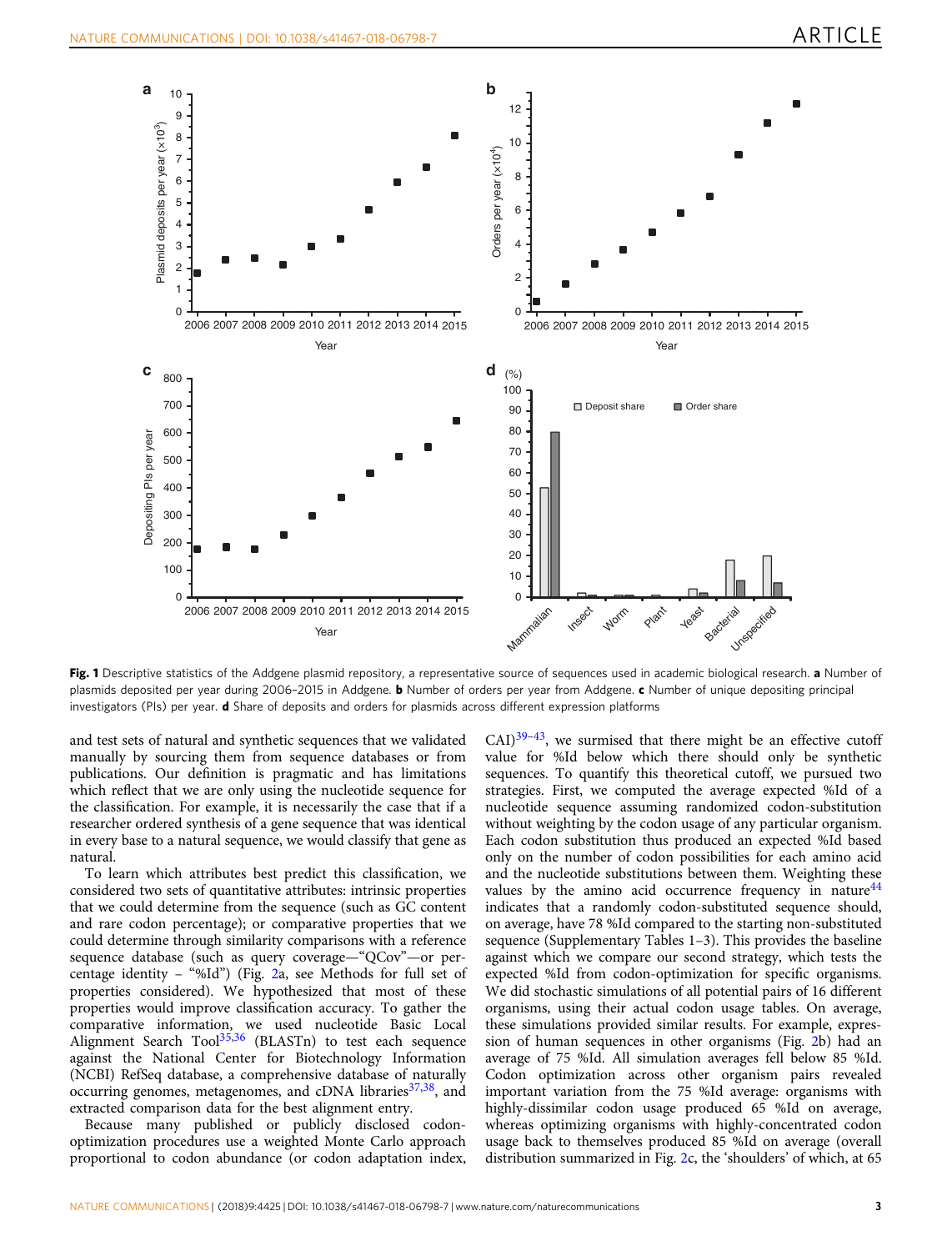**Fig. 1** Descriptive statistics of the Addgene plasmid repository, a representative source of sequences used in academic biological research. **a** Number of plasmids deposited per year during 2006–2015 in Addgene. **b** Number of orders per year from Addgene. **c** Number of unique depositing principal investigators (PIs) per year. **d** Share of deposits and orders for plasmids across different expression platforms

and test sets of natural and synthetic sequences that we validated manually by sourcing them from sequence databases or from publications. Our definition is pragmatic and has limitations which reflect that we are only using the nucleotide sequence for the classification. For example, it is necessarily the case that if a researcher ordered synthesis of a gene sequence that was identical in every base to a natural sequence, we would classify that gene as natural.

To learn which attributes best predict this classification, we considered two sets of quantitative attributes: intrinsic properties that we could determine from the sequence (such as GC content and rare codon percentage); or comparative properties that we could determine through similarity comparisons with a reference sequence database (such as query coverage—"QCov"—or percentage identity – "%Id") (Fig. 2a, see Methods for full set of properties considered). We hypothesized that most of these properties would improve classification accuracy. To gather the comparative information, we used nucleotide Basic Local Alignment Search Tool[35,36] (BLASTn) to test each sequence against the National Center for Biotechnology Information (NCBI) RefSeq database, a comprehensive database of naturally occurring genomes, metagenomes, and cDNA libraries[37,38], and extracted comparison data for the best alignment entry.

Because many published or publicly disclosed codon-optimization procedures use a weighted Monte Carlo approach proportional to codon abundance (or codon adaptation index, CAI)[39–43], we surmised that there might be an effective cutoff value for %Id below which there should only be synthetic sequences. To quantify this theoretical cutoff, we pursued two strategies. First, we computed the average expected %Id of a nucleotide sequence assuming randomized codon-substitution without weighting by the codon usage of any particular organism. Each codon substitution thus produced an expected %Id based only on the number of codon possibilities for each amino acid and the nucleotide substitutions between them. Weighting these values by the amino acid occurrence frequency in nature[44] indicates that a randomly codon-substituted sequence should, on average, have 78 %Id compared to the starting non-substituted sequence (Supplementary Tables 1–3). This provides the baseline against which we compare our second strategy, which tests the expected %Id from codon-optimization for specific organisms. We did stochastic simulations of all potential pairs of 16 different organisms, using their actual codon usage tables. On average, these simulations provided similar results. For example, expression of human sequences in other organisms (Fig. 2b) had an average of 75 %Id. All simulation averages fell below 85 %Id. Codon optimization across other organism pairs revealed important variation from the 75 %Id average: organisms with highly-dissimilar codon usage produced 65 %Id on average, whereas optimizing organisms with highly-concentrated codon usage back to themselves produced 85 %Id on average (overall distribution summarized in Fig. 2c, the 'shoulders' of which, at 65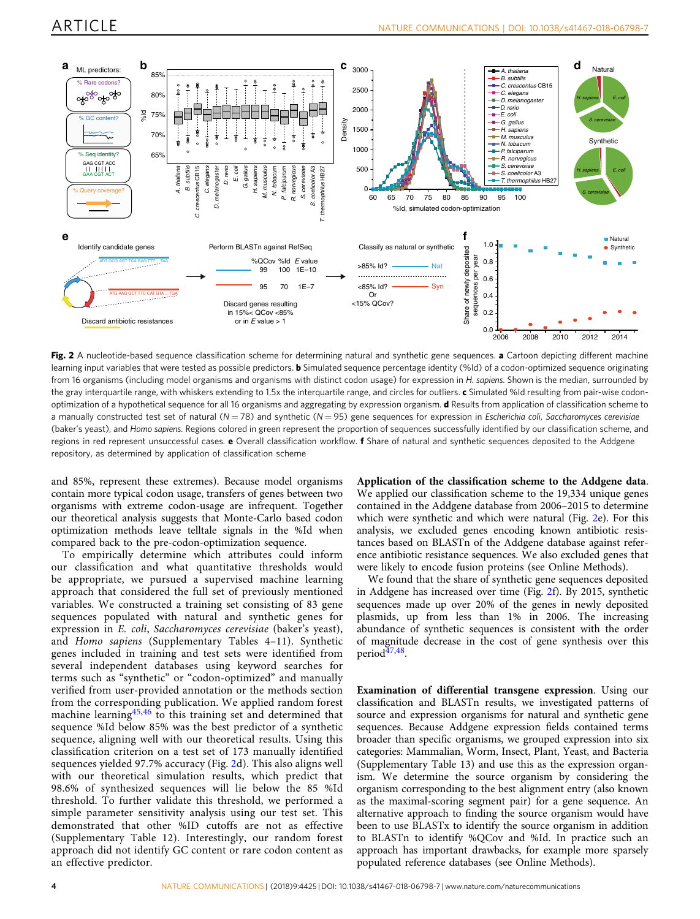**Fig. 2** A nucleotide-based sequence classification scheme for determining natural and synthetic gene sequences. **a** Cartoon depicting different machine learning input variables that were tested as possible predictors. **b** Simulated sequence percentage identity (%Id) of a codon-optimized sequence originating from 16 organisms (including model organisms and organisms with distinct codon usage) for expression in *H. sapiens*. Shown is the median, surrounded by the gray interquartile range, with whiskers extending to 1.5x the interquartile range, and circles for outliers. **c** Simulated %Id resulting from pair-wise codon-optimization of a hypothetical sequence for all 16 organisms and aggregating by expression organism. **d** Results from application of classification scheme to a manually constructed test set of natural ($N = 78$) and synthetic ($N = 95$) gene sequences for expression in *Escherichia coli*, *Saccharomyces cerevisiae* (baker's yeast), and *Homo sapiens*. Regions colored in green represent the proportion of sequences successfully identified by our classification scheme, and regions in red represent unsuccessful cases. **e** Overall classification workflow. **f** Share of natural and synthetic sequences deposited to the Addgene repository, as determined by application of classification scheme

and 85%, represent these extremes). Because model organisms contain more typical codon usage, transfers of genes between two organisms with extreme codon-usage are infrequent. Together our theoretical analysis suggests that Monte-Carlo based codon optimization methods leave telltale signals in the %Id when compared back to the pre-codon-optimization sequence.

To empirically determine which attributes could inform our classification and what quantitative thresholds would be appropriate, we pursued a supervised machine learning approach that considered the full set of previously mentioned variables. We constructed a training set consisting of 83 gene sequences populated with natural and synthetic genes for expression in *E. coli*, *Saccharomyces cerevisiae* (baker's yeast), and *Homo sapiens* (Supplementary Tables 4–11). Synthetic genes included in training and test sets were identified from several independent databases using keyword searches for terms such as "synthetic" or "codon-optimized" and manually verified from user-provided annotation or the methods section from the corresponding publication. We applied random forest machine learning[45,46] to this training set and determined that sequence %Id below 85% was the best predictor of a synthetic sequence, aligning well with our theoretical results. Using this classification criterion on a test set of 173 manually identified sequences yielded 97.7% accuracy (Fig. 2d). This also aligns well with our theoretical simulation results, which predict that 98.6% of synthesized sequences will lie below the 85 %Id threshold. To further validate this threshold, we performed a simple parameter sensitivity analysis using our test set. This demonstrated that other %ID cutoffs are not as effective (Supplementary Table 12). Interestingly, our random forest approach did not identify GC content or rare codon content as an effective predictor.

**Application of the classification scheme to the Addgene data**. We applied our classification scheme to the 19,334 unique genes contained in the Addgene database from 2006–2015 to determine which were synthetic and which were natural (Fig. 2e). For this analysis, we excluded genes encoding known antibiotic resistances based on BLASTn of the Addgene database against reference antibiotic resistance sequences. We also excluded genes that were likely to encode fusion proteins (see Online Methods).

We found that the share of synthetic gene sequences deposited in Addgene has increased over time (Fig. 2f). By 2015, synthetic sequences made up over 20% of the genes in newly deposited plasmids, up from less than 1% in 2006. The increasing abundance of synthetic sequences is consistent with the order of magnitude decrease in the cost of gene synthesis over this period[47,48].

**Examination of differential transgene expression**. Using our classification and BLASTn results, we investigated patterns of source and expression organisms for natural and synthetic gene sequences. Because Addgene expression fields contained terms broader than specific organisms, we grouped expression into six categories: Mammalian, Worm, Insect, Plant, Yeast, and Bacteria (Supplementary Table 13) and use this as the expression organism. We determine the source organism by considering the organism corresponding to the best alignment entry (also known as the maximal-scoring segment pair) for a gene sequence. An alternative approach to finding the source organism would have been to use BLASTx to identify the source organism in addition to BLASTn to identify %QCov and %Id. In practice such an approach has important drawbacks, for example more sparsely populated reference databases (see Online Methods).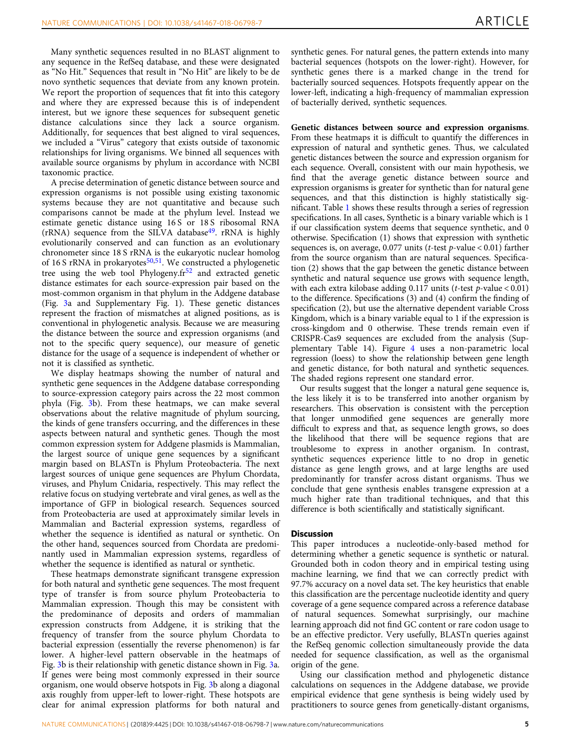Many synthetic sequences resulted in no BLAST alignment to any sequence in the RefSeq database, and these were designated as "No Hit." Sequences that result in "No Hit" are likely to be de novo synthetic sequences that deviate from any known protein. We report the proportion of sequences that fit into this category and where they are expressed because this is of independent interest, but we ignore these sequences for subsequent genetic distance calculations since they lack a source organism. Additionally, for sequences that best aligned to viral sequences, we included a "Virus" category that exists outside of taxonomic relationships for living organisms. We binned all sequences with available source organisms by phylum in accordance with NCBI taxonomic practice.

A precise determination of genetic distance between source and expression organisms is not possible using existing taxonomic systems because they are not quantitative and because such comparisons cannot be made at the phylum level. Instead we estimate genetic distance using 16 S or 18 S ribosomal RNA (rRNA) sequence from the SILVA database[49]. rRNA is highly evolutionarily conserved and can function as an evolutionary chronometer since 18 S rRNA is the eukaryotic nuclear homolog of 16 S rRNA in prokaryotes[50,51]. We constructed a phylogenetic tree using the web tool Phylogeny.fr[52] and extracted genetic distance estimates for each source-expression pair based on the most-common organism in that phylum in the Addgene database (Fig. 3a and Supplementary Fig. 1). These genetic distances represent the fraction of mismatches at aligned positions, as is conventional in phylogenetic analysis. Because we are measuring the distance between the source and expression organisms (and not to the specific query sequence), our measure of genetic distance for the usage of a sequence is independent of whether or not it is classified as synthetic.

We display heatmaps showing the number of natural and synthetic gene sequences in the Addgene database corresponding to source-expression category pairs across the 22 most common phyla (Fig. 3b). From these heatmaps, we can make several observations about the relative magnitude of phylum sourcing, the kinds of gene transfers occurring, and the differences in these aspects between natural and synthetic genes. Though the most common expression system for Addgene plasmids is Mammalian, the largest source of unique gene sequences by a significant margin based on BLASTn is Phylum Proteobacteria. The next largest sources of unique gene sequences are Phylum Chordata, viruses, and Phylum Cnidaria, respectively. This may reflect the relative focus on studying vertebrate and viral genes, as well as the importance of GFP in biological research. Sequences sourced from Proteobacteria are used at approximately similar levels in Mammalian and Bacterial expression systems, regardless of whether the sequence is identified as natural or synthetic. On the other hand, sequences sourced from Chordata are predominantly used in Mammalian expression systems, regardless of whether the sequence is identified as natural or synthetic.

These heatmaps demonstrate significant transgene expression for both natural and synthetic gene sequences. The most frequent type of transfer is from source phylum Proteobacteria to Mammalian expression. Though this may be consistent with the predominance of deposits and orders of mammalian expression constructs from Addgene, it is striking that the frequency of transfer from the source phylum Chordata to bacterial expression (essentially the reverse phenomenon) is far lower. A higher-level pattern observable in the heatmaps of Fig. 3b is their relationship with genetic distance shown in Fig. 3a. If genes were being most commonly expressed in their source organism, one would observe hotspots in Fig. 3b along a diagonal axis roughly from upper-left to lower-right. These hotspots are clear for animal expression platforms for both natural and synthetic genes. For natural genes, the pattern extends into many bacterial sequences (hotspots on the lower-right). However, for synthetic genes there is a marked change in the trend for bacterially sourced sequences. Hotspots frequently appear on the lower-left, indicating a high-frequency of mammalian expression of bacterially derived, synthetic sequences.

**Genetic distances between source and expression organisms**. From these heatmaps it is difficult to quantify the differences in expression of natural and synthetic genes. Thus, we calculated genetic distances between the source and expression organism for each sequence. Overall, consistent with our main hypothesis, we find that the average genetic distance between source and expression organisms is greater for synthetic than for natural gene sequences, and that this distinction is highly statistically significant. Table 1 shows these results through a series of regression specifications. In all cases, Synthetic is a binary variable which is 1 if our classification system deems that sequence synthetic, and 0 otherwise. Specification (1) shows that expression with synthetic sequences is, on average, 0.077 units ($t$-test $p$-value < 0.01) farther from the source organism than are natural sequences. Specification (2) shows that the gap between the genetic distance between synthetic and natural sequence use grows with sequence length, with each extra kilobase adding 0.117 units ($t$-test $p$-value < 0.01) to the difference. Specifications (3) and (4) confirm the finding of specification (2), but use the alternative dependent variable Cross Kingdom, which is a binary variable equal to 1 if the expression is cross-kingdom and 0 otherwise. These trends remain even if CRISPR-Cas9 sequences are excluded from the analysis (Supplementary Table 14). Figure 4 uses a non-parametric local regression (loess) to show the relationship between gene length and genetic distance, for both natural and synthetic sequences. The shaded regions represent one standard error.

Our results suggest that the longer a natural gene sequence is, the less likely it is to be transferred into another organism by researchers. This observation is consistent with the perception that longer unmodified gene sequences are generally more difficult to express and that, as sequence length grows, so does the likelihood that there will be sequence regions that are troublesome to express in another organism. In contrast, synthetic sequences experience little to no drop in genetic distance as gene length grows, and at large lengths are used predominantly for transfer across distant organisms. Thus we conclude that gene synthesis enables transgene expression at a much higher rate than traditional techniques, and that this difference is both scientifically and statistically significant.

## Discussion

This paper introduces a nucleotide-only-based method for determining whether a genetic sequence is synthetic or natural. Grounded both in codon theory and in empirical testing using machine learning, we find that we can correctly predict with 97.7% accuracy on a novel data set. The key heuristics that enable this classification are the percentage nucleotide identity and query coverage of a gene sequence compared across a reference database of natural sequences. Somewhat surprisingly, our machine learning approach did not find GC content or rare codon usage to be an effective predictor. Very usefully, BLASTn queries against the RefSeq genomic collection simultaneously provide the data needed for sequence classification, as well as the organismal origin of the gene.

Using our classification method and phylogenetic distance calculations on sequences in the Addgene database, we provide empirical evidence that gene synthesis is being widely used by practitioners to source genes from genetically-distant organisms,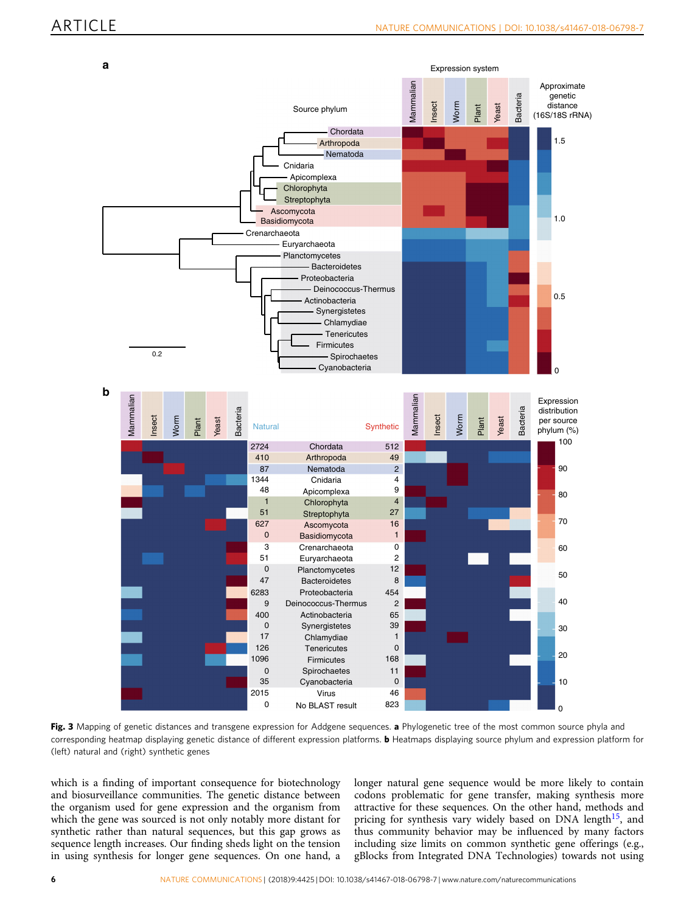**Fig. 3** Mapping of genetic distances and transgene expression for Addgene sequences. **a** Phylogenetic tree of the most common source phyla and corresponding heatmap displaying genetic distance of different expression platforms. **b** Heatmaps displaying source phylum and expression platform for (left) natural and (right) synthetic genes

which is a finding of important consequence for biotechnology and biosurveillance communities. The genetic distance between the organism used for gene expression and the organism from which the gene was sourced is not notably more distant for synthetic rather than natural sequences, but this gap grows as sequence length increases. Our finding sheds light on the tension in using synthesis for longer gene sequences. On one hand, a longer natural gene sequence would be more likely to contain codons problematic for gene transfer, making synthesis more attractive for these sequences. On the other hand, methods and pricing for synthesis vary widely based on DNA length[15], and thus community behavior may be influenced by many factors including size limits on common synthetic gene offerings (e.g., gBlocks from Integrated DNA Technologies) towards not using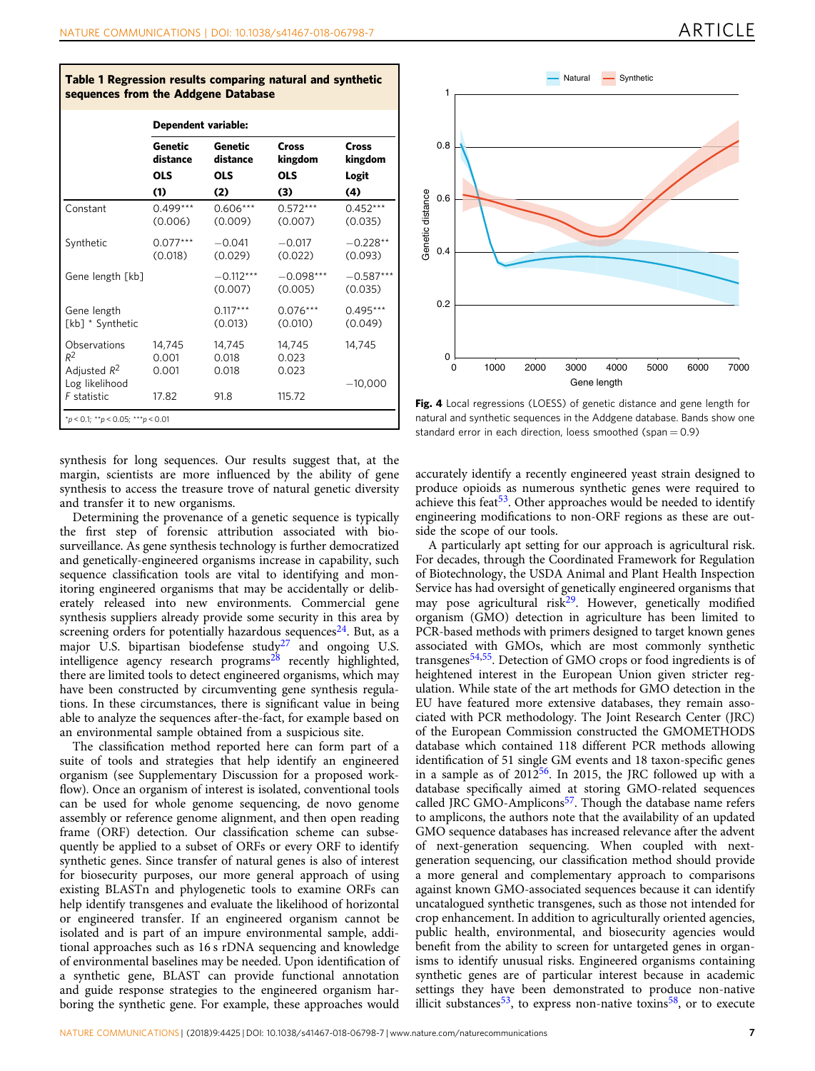**Table 1 Regression results comparing natural and synthetic sequences from the Addgene Database**

| | Dependent variable: | | | |
|---|---|---|---|---|
| | Genetic distance OLS | Genetic distance OLS | Cross kingdom OLS | Cross kingdom Logit |
| | (1) | (2) | (3) | (4) |
| Constant | 0.499*** (0.006) | 0.606*** (0.009) | 0.572*** (0.007) | 0.452*** (0.035) |
| Synthetic | 0.077*** (0.018) | −0.041 (0.029) | −0.017 (0.022) | −0.228** (0.093) |
| Gene length [kb] | | −0.112*** (0.007) | −0.098*** (0.005) | −0.587*** (0.035) |
| Gene length [kb] * Synthetic | | 0.117*** (0.013) | 0.076*** (0.010) | 0.495*** (0.049) |
| Observations | 14,745 | 14,745 | 14,745 | 14,745 |
| $R^2$ | 0.001 | 0.018 | 0.023 | |
| Adjusted $R^2$ | 0.001 | 0.018 | 0.023 | |
| Log likelihood | | | | −10,000 |
| F statistic | 17.82 | 91.8 | 115.72 | |

*p < 0.1; **p < 0.05; ***p < 0.01

Natural
Synthetic
Genetic distance
Gene length
0
0.2
0.4
0.6
0.8
1
0
1000
2000
3000
4000
5000
6000
7000

**Fig. 4** Local regressions (LOESS) of genetic distance and gene length for natural and synthetic sequences in the Addgene database. Bands show one standard error in each direction, loess smoothed (span = 0.9)

synthesis for long sequences. Our results suggest that, at the margin, scientists are more influenced by the ability of gene synthesis to access the treasure trove of natural genetic diversity and transfer it to new organisms.

Determining the provenance of a genetic sequence is typically the first step of forensic attribution associated with biosurveillance. As gene synthesis technology is further democratized and genetically-engineered organisms increase in capability, such sequence classification tools are vital to identifying and monitoring engineered organisms that may be accidentally or deliberately released into new environments. Commercial gene synthesis suppliers already provide some security in this area by screening orders for potentially hazardous sequences[24]. But, as a major U.S. bipartisan biodefense study[27] and ongoing U.S. intelligence agency research programs[28] recently highlighted, there are limited tools to detect engineered organisms, which may have been constructed by circumventing gene synthesis regulations. In these circumstances, there is significant value in being able to analyze the sequences after-the-fact, for example based on an environmental sample obtained from a suspicious site.

The classification method reported here can form part of a suite of tools and strategies that help identify an engineered organism (see Supplementary Discussion for a proposed workflow). Once an organism of interest is isolated, conventional tools can be used for whole genome sequencing, de novo genome assembly or reference genome alignment, and then open reading frame (ORF) detection. Our classification scheme can subsequently be applied to a subset of ORFs or every ORF to identify synthetic genes. Since transfer of natural genes is also of interest for biosecurity purposes, our more general approach of using existing BLASTn and phylogenetic tools to examine ORFs can help identify transgenes and evaluate the likelihood of horizontal or engineered transfer. If an engineered organism cannot be isolated and is part of an impure environmental sample, additional approaches such as 16 s rDNA sequencing and knowledge of environmental baselines may be needed. Upon identification of a synthetic gene, BLAST can provide functional annotation and guide response strategies to the engineered organism harboring the synthetic gene. For example, these approaches would accurately identify a recently engineered yeast strain designed to produce opioids as numerous synthetic genes were required to achieve this feat[53]. Other approaches would be needed to identify engineering modifications to non-ORF regions as these are outside the scope of our tools.

A particularly apt setting for our approach is agricultural risk. For decades, through the Coordinated Framework for Regulation of Biotechnology, the USDA Animal and Plant Health Inspection Service has had oversight of genetically engineered organisms that may pose agricultural risk[29]. However, genetically modified organism (GMO) detection in agriculture has been limited to PCR-based methods with primers designed to target known genes associated with GMOs, which are most commonly synthetic transgenes[54,55]. Detection of GMO crops or food ingredients is of heightened interest in the European Union given stricter regulation. While state of the art methods for GMO detection in the EU have featured more extensive databases, they remain associated with PCR methodology. The Joint Research Center (JRC) of the European Commission constructed the GMOMETHODS database which contained 118 different PCR methods allowing identification of 51 single GM events and 18 taxon-specific genes in a sample as of 2012[56]. In 2015, the JRC followed up with a database specifically aimed at storing GMO-related sequences called JRC GMO-Amplicons[57]. Though the database name refers to amplicons, the authors note that the availability of an updated GMO sequence databases has increased relevance after the advent of next-generation sequencing. When coupled with next-generation sequencing, our classification method should provide a more general and complementary approach to comparisons against known GMO-associated sequences because it can identify uncatalogued synthetic transgenes, such as those not intended for crop enhancement. In addition to agriculturally oriented agencies, public health, environmental, and biosecurity agencies would benefit from the ability to screen for untargeted genes in organisms to identify unusual risks. Engineered organisms containing synthetic genes are of particular interest because in academic settings they have been demonstrated to produce non-native illicit substances[53], to express non-native toxins[58], or to execute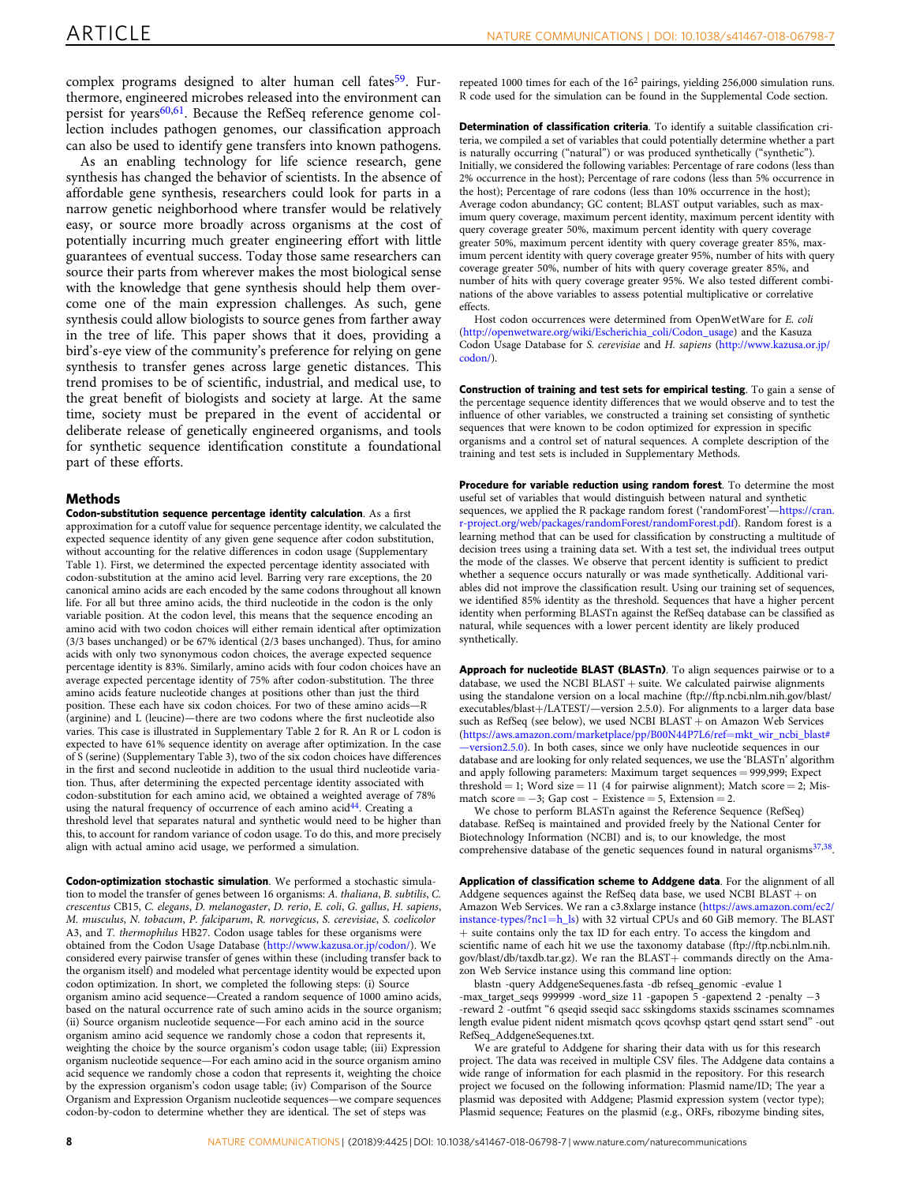complex programs designed to alter human cell fates[59]. Furthermore, engineered microbes released into the environment can persist for years[60,61]. Because the RefSeq reference genome collection includes pathogen genomes, our classification approach can also be used to identify gene transfers into known pathogens.

As an enabling technology for life science research, gene synthesis has changed the behavior of scientists. In the absence of affordable gene synthesis, researchers could look for parts in a narrow genetic neighborhood where transfer would be relatively easy, or source more broadly across organisms at the cost of potentially incurring much greater engineering effort with little guarantees of eventual success. Today those same researchers can source their parts from wherever makes the most biological sense with the knowledge that gene synthesis should help them overcome one of the main expression challenges. As such, gene synthesis could allow biologists to source genes from farther away in the tree of life. This paper shows that it does, providing a bird's-eye view of the community's preference for relying on gene synthesis to transfer genes across large genetic distances. This trend promises to be of scientific, industrial, and medical use, to the great benefit of biologists and society at large. At the same time, society must be prepared in the event of accidental or deliberate release of genetically engineered organisms, and tools for synthetic sequence identification constitute a foundational part of these efforts.

## Methods

**Codon-substitution sequence percentage identity calculation**. As a first approximation for a cutoff value for sequence percentage identity, we calculated the expected sequence identity of any given gene sequence after codon substitution, without accounting for the relative differences in codon usage (Supplementary Table 1). First, we determined the expected percentage identity associated with codon-substitution at the amino acid level. Barring very rare exceptions, the 20 canonical amino acids are each encoded by the same codons throughout all known life. For all but three amino acids, the third nucleotide in the codon is the only variable position. At the codon level, this means that the sequence encoding an amino acid with two codon choices will either remain identical after optimization (3/3 bases unchanged) or be 67% identical (2/3 bases unchanged). Thus, for amino acids with only two synonymous codon choices, the average expected sequence percentage identity is 83%. Similarly, amino acids with four codon choices have an average expected percentage identity of 75% after codon-substitution. The three amino acids feature nucleotide changes at positions other than just the third position. These each have six codon choices. For two of these amino acids—R (arginine) and L (leucine)—there are two codons where the first nucleotide also varies. This case is illustrated in Supplementary Table 2 for R. An R or L codon is expected to have 61% sequence identity on average after optimization. In the case of S (serine) (Supplementary Table 3), two of the six codon choices have differences in the first and second nucleotide in addition to the usual third nucleotide variation. Thus, after determining the expected percentage identity associated with codon-substitution for each amino acid, we obtained a weighted average of 78% using the natural frequency of occurrence of each amino acid[44]. Creating a threshold level that separates natural and synthetic would need to be higher than this, to account for random variance of codon usage. To do this, and more precisely align with actual amino acid usage, we performed a simulation.

**Codon-optimization stochastic simulation**. We performed a stochastic simulation to model the transfer of genes between 16 organisms: *A. thaliana*, *B. subtilis*, *C. crescentus* CB15, *C. elegans*, *D. melanogaster*, *D. rerio*, *E. coli*, *G. gallus*, *H. sapiens*, *M. musculus*, *N. tobacum*, *P. falciparum*, *R. norvegicus*, *S. cerevisiae*, *S. coelicolor* A3, and *T. thermophilus* HB27. Codon usage tables for these organisms were obtained from the Codon Usage Database (http://www.kazusa.or.jp/codon/). We considered every pairwise transfer of genes within these (including transfer back to the organism itself) and modeled what percentage identity would be expected upon codon optimization. In short, we completed the following steps: (i) Source organism amino acid sequence—Created a random sequence of 1000 amino acids, based on the natural occurrence rate of such amino acids in the source organism; (ii) Source organism nucleotide sequence—For each amino acid in the source organism amino acid sequence we randomly chose a codon that represents it, weighting the choice by the source organism's codon usage table; (iii) Expression organism nucleotide sequence—For each amino acid in the source organism amino acid sequence we randomly chose a codon that represents it, weighting the choice by the expression organism's codon usage table; (iv) Comparison of the Source Organism and Expression Organism nucleotide sequences—we compare sequences codon-by-codon to determine whether they are identical. The set of steps was repeated 1000 times for each of the $16^2$ pairings, yielding 256,000 simulation runs. R code used for the simulation can be found in the Supplemental Code section.

**Determination of classification criteria**. To identify a suitable classification criteria, we compiled a set of variables that could potentially determine whether a part is naturally occurring ("natural") or was produced synthetically ("synthetic"). Initially, we considered the following variables: Percentage of rare codons (less than 2% occurrence in the host); Percentage of rare codons (less than 5% occurrence in the host); Percentage of rare codons (less than 10% occurrence in the host); Average codon abundancy; GC content; BLAST output variables, such as maximum query coverage, maximum percent identity, maximum percent identity with query coverage greater 50%, maximum percent identity with query coverage greater 50%, maximum percent identity with query coverage greater 85%, maximum percent identity with query coverage greater 95%, number of hits with query coverage greater 50%, number of hits with query coverage greater 85%, and number of hits with query coverage greater 95%. We also tested different combinations of the above variables to assess potential multiplicative or correlative effects.

Host codon occurrences were determined from OpenWetWare for *E. coli* (http://openwetware.org/wiki/Escherichia_coli/Codon_usage) and the Kasuza Codon Usage Database for *S. cerevisiae* and *H. sapiens* (http://www.kazusa.or.jp/codon/).

**Construction of training and test sets for empirical testing**. To gain a sense of the percentage sequence identity differences that we would observe and to test the influence of other variables, we constructed a training set consisting of synthetic sequences that were known to be codon optimized for expression in specific organisms and a control set of natural sequences. A complete description of the training and test sets is included in Supplementary Methods.

**Procedure for variable reduction using random forest**. To determine the most useful set of variables that would distinguish between natural and synthetic sequences, we applied the R package random forest ('randomForest'—https://cran.r-project.org/web/packages/randomForest/randomForest.pdf). Random forest is a learning method that can be used for classification by constructing a multitude of decision trees using a training data set. With a test set, the individual trees output the mode of the classes. We observe that percent identity is sufficient to predict whether a sequence occurs naturally or was made synthetically. Additional variables did not improve the classification result. Using our training set of sequences, we identified 85% identity as the threshold. Sequences that have a higher percent identity when performing BLASTn against the RefSeq database can be classified as natural, while sequences with a lower percent identity are likely produced synthetically.

**Approach for nucleotide BLAST (BLASTn)**. To align sequences pairwise or to a database, we used the NCBI BLAST + suite. We calculated pairwise alignments using the standalone version on a local machine (ftp://ftp.ncbi.nlm.nih.gov/blast/executables/blast+/LATEST/—version 2.5.0). For alignments to a larger data base such as RefSeq (see below), we used NCBI BLAST + on Amazon Web Services (https://aws.amazon.com/marketplace/pp/B00N44P7L6/ref=mkt_wir_ncbi_blast#—version2.5.0). In both cases, since we only have nucleotide sequences in our database and are looking for only related sequences, we use the 'BLASTn' algorithm and apply following parameters: Maximum target sequences = 999,999; Expect threshold = 1; Word size = 11 (4 for pairwise alignment); Match score = 2; Mismatch score = −3; Gap cost – Existence = 5, Extension = 2.

We chose to perform BLASTn against the Reference Sequence (RefSeq) database. RefSeq is maintained and provided freely by the National Center for Biotechnology Information (NCBI) and is, to our knowledge, the most comprehensive database of the genetic sequences found in natural organisms[37,38].

**Application of classification scheme to Addgene data**. For the alignment of all Addgene sequences against the RefSeq data base, we used NCBI BLAST + on Amazon Web Services. We ran a c3.8xlarge instance (https://aws.amazon.com/ec2/instance-types/?nc1=h_ls) with 32 virtual CPUs and 60 GiB memory. The BLAST + suite contains only the tax ID for each entry. To access the kingdom and scientific name of each hit we use the taxonomy database (ftp://ftp.ncbi.nlm.nih.gov/blast/db/taxdb.tar.gz). We ran the BLAST+ commands directly on the Amazon Web Service instance using this command line option:

```
blastn -query AddgeneSequences.fasta -db refseq_genomic -evalue 1 -max_target_seqs 999999 -word_size 11 -gapopen 5 -gapextend 2 -penalty −3 -reward 2 -outfmt "6 qseqid sseqid sacc sskingdoms staxids sscinames scomnames length evalue pident nident mismatch qcovs qcovhsp qstart qend sstart send" -out RefSeq_AddgeneSequenes.txt.
```

We are grateful to Addgene for sharing their data with us for this research project. The data was received in multiple CSV files. The Addgene data contains a wide range of information for each plasmid in the repository. For this research project we focused on the following information: Plasmid name/ID; The year a plasmid was deposited with Addgene; Plasmid expression system (vector type); Plasmid sequence; Features on the plasmid (e.g., ORFs, ribozyme binding sites,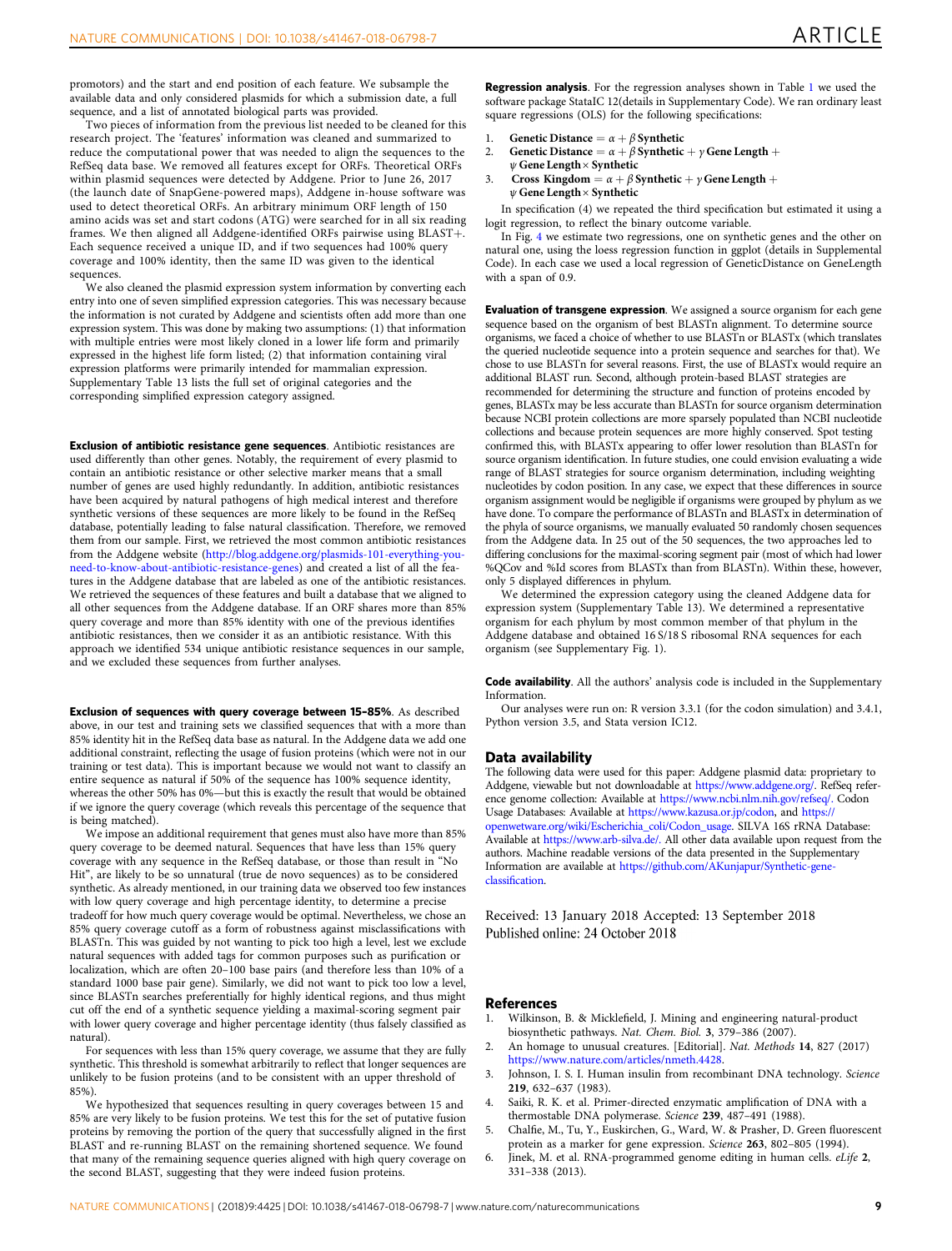promotors) and the start and end position of each feature. We subsample the available data and only considered plasmids for which a submission date, a full sequence, and a list of annotated biological parts was provided.

Two pieces of information from the previous list needed to be cleaned for this research project. The 'features' information was cleaned and summarized to reduce the computational power that was needed to align the sequences to the RefSeq data base. We removed all features except for ORFs. Theoretical ORFs within plasmid sequences were detected by Addgene. Prior to June 26, 2017 (the launch date of SnapGene-powered maps), Addgene in-house software was used to detect theoretical ORFs. An arbitrary minimum ORF length of 150 amino acids was set and start codons (ATG) were searched for in all six reading frames. We then aligned all Addgene-identified ORFs pairwise using BLAST+. Each sequence received a unique ID, and if two sequences had 100% query coverage and 100% identity, then the same ID was given to the identical sequences.

We also cleaned the plasmid expression system information by converting each entry into one of seven simplified expression categories. This was necessary because the information is not curated by Addgene and scientists often add more than one expression system. This was done by making two assumptions: (1) that information with multiple entries were most likely cloned in a lower life form and primarily expressed in the highest life form listed; (2) that information containing viral expression platforms were primarily intended for mammalian expression. Supplementary Table 13 lists the full set of original categories and the corresponding simplified expression category assigned.

**Exclusion of antibiotic resistance gene sequences**. Antibiotic resistances are used differently than other genes. Notably, the requirement of every plasmid to contain an antibiotic resistance or other selective marker means that a small number of genes are used highly redundantly. In addition, antibiotic resistances have been acquired by natural pathogens of high medical interest and therefore synthetic versions of these sequences are more likely to be found in the RefSeq database, potentially leading to false natural classification. Therefore, we removed them from our sample. First, we retrieved the most common antibiotic resistances from the Addgene website (http://blog.addgene.org/plasmids-101-everything-you-need-to-know-about-antibiotic-resistance-genes) and created a list of all the features in the Addgene database that are labeled as one of the antibiotic resistances. We retrieved the sequences of these features and built a database that we aligned to all other sequences from the Addgene database. If an ORF shares more than 85% query coverage and more than 85% identity with one of the previous identifies antibiotic resistances, then we consider it as an antibiotic resistance. With this approach we identified 534 unique antibiotic resistance sequences in our sample, and we excluded these sequences from further analyses.

**Exclusion of sequences with query coverage between 15–85%**. As described above, in our test and training sets we classified sequences that with a more than 85% identity hit in the RefSeq data base as natural. In the Addgene data we add one additional constraint, reflecting the usage of fusion proteins (which were not in our training or test data). This is important because we would not want to classify an entire sequence as natural if 50% of the sequence has 100% sequence identity, whereas the other 50% has 0%—but this is exactly the result that would be obtained if we ignore the query coverage (which reveals this percentage of the sequence that is being matched).

We impose an additional requirement that genes must also have more than 85% query coverage to be deemed natural. Sequences that have less than 15% query coverage with any sequence in the RefSeq database, or those than result in "No Hit", are likely to be so unnatural (true de novo sequences) as to be considered synthetic. As already mentioned, in our training data we observed too few instances with low query coverage and high percentage identity, to determine a precise tradeoff for how much query coverage would be optimal. Nevertheless, we chose an 85% query coverage cutoff as a form of robustness against misclassifications with BLASTn. This was guided by not wanting to pick too high a level, lest we exclude natural sequences with added tags for common purposes such as purification or localization, which are often 20–100 base pairs (and therefore less than 10% of a standard 1000 base pair gene). Similarly, we did not want to pick too low a level, since BLASTn searches preferentially for highly identical regions, and thus might cut off the end of a synthetic sequence yielding a maximal-scoring segment pair with lower query coverage and higher percentage identity (thus falsely classified as natural).

For sequences with less than 15% query coverage, we assume that they are fully synthetic. This threshold is somewhat arbitrarily to reflect that longer sequences are unlikely to be fusion proteins (and to be consistent with an upper threshold of 85%).

We hypothesized that sequences resulting in query coverages between 15 and 85% are very likely to be fusion proteins. We test this for the set of putative fusion proteins by removing the portion of the query that successfully aligned in the first BLAST and re-running BLAST on the remaining shortened sequence. We found that many of the remaining sequence queries aligned with high query coverage on the second BLAST, suggesting that they were indeed fusion proteins.

**Regression analysis**. For the regression analyses shown in Table 1 we used the software package StataIC 12(details in Supplementary Code). We ran ordinary least square regressions (OLS) for the following specifications:

1. **Genetic Distance** $= \alpha + \beta$ **Synthetic**
2. **Genetic Distance** $= \alpha + \beta$ **Synthetic** $+ \gamma$ **Gene Length** $+ \psi$ **Gene Length** $\times$ **Synthetic**
3. **Cross Kingdom** $= \alpha + \beta$ **Synthetic** $+ \gamma$ **Gene Length** $+ \psi$ **Gene Length** $\times$ **Synthetic**

In specification (4) we repeated the third specification but estimated it using a logit regression, to reflect the binary outcome variable.

In Fig. 4 we estimate two regressions, one on synthetic genes and the other on natural one, using the loess regression function in ggplot (details in Supplemental Code). In each case we used a local regression of GeneticDistance on GeneLength with a span of 0.9.

**Evaluation of transgene expression**. We assigned a source organism for each gene sequence based on the organism of best BLASTn alignment. To determine source organisms, we faced a choice of whether to use BLASTn or BLASTx (which translates the queried nucleotide sequence into a protein sequence and searches for that). We chose to use BLASTn for several reasons. First, the use of BLASTx would require an additional BLAST run. Second, although protein-based BLAST strategies are recommended for determining the structure and function of proteins encoded by genes, BLASTx may be less accurate than BLASTn for source organism determination because NCBI protein collections are more sparsely populated than NCBI nucleotide collections and because protein sequences are more highly conserved. Spot testing confirmed this, with BLASTx appearing to offer lower resolution than BLASTn for source organism identification. In future studies, one could envision evaluating a wide range of BLAST strategies for source organism determination, including weighting nucleotides by codon position. In any case, we expect that these differences in source organism assignment would be negligible if organisms were grouped by phylum as we have done. To compare the performance of BLASTn and BLASTx in determination of the phyla of source organisms, we manually evaluated 50 randomly chosen sequences from the Addgene data. In 25 out of the 50 sequences, the two approaches led to differing conclusions for the maximal-scoring segment pair (most of which had lower %QCov and %Id scores from BLASTx than from BLASTn). Within these, however, only 5 displayed differences in phylum.

We determined the expression category using the cleaned Addgene data for expression system (Supplementary Table 13). We determined a representative organism for each phylum by most common member of that phylum in the Addgene database and obtained 16 S/18 S ribosomal RNA sequences for each organism (see Supplementary Fig. 1).

**Code availability**. All the authors' analysis code is included in the Supplementary Information.

Our analyses were run on: R version 3.3.1 (for the codon simulation) and 3.4.1, Python version 3.5, and Stata version IC12.

## Data availability

The following data were used for this paper: Addgene plasmid data: proprietary to Addgene, viewable but not downloadable at https://www.addgene.org/. RefSeq reference genome collection: Available at https://www.ncbi.nlm.nih.gov/refseq/. Codon Usage Databases: Available at https://www.kazusa.or.jp/codon, and https://openwetware.org/wiki/Escherichia_coli/Codon_usage. SILVA 16S rRNA Database: Available at https://www.arb-silva.de/. All other data available upon request from the authors. Machine readable versions of the data presented in the Supplementary Information are available at https://github.com/AKunjapur/Synthetic-gene-classification.

Received: 13 January 2018 Accepted: 13 September 2018
Published online: 24 October 2018

## References

1. Wilkinson, B. & Micklefield, J. Mining and engineering natural-product biosynthetic pathways. *Nat. Chem. Biol.* **3**, 379–386 (2007).
2. An homage to unusual creatures. [Editorial]. *Nat. Methods* **14**, 827 (2017) https://www.nature.com/articles/nmeth.4428.
3. Johnson, I. S. I. Human insulin from recombinant DNA technology. *Science* **219**, 632–637 (1983).
4. Saiki, R. K. et al. Primer-directed enzymatic amplification of DNA with a thermostable DNA polymerase. *Science* **239**, 487–491 (1988).
5. Chalfie, M., Tu, Y., Euskirchen, G., Ward, W. & Prasher, D. Green fluorescent protein as a marker for gene expression. *Science* **263**, 802–805 (1994).
6. Jinek, M. et al. RNA-programmed genome editing in human cells. *eLife* **2**, 331–338 (2013).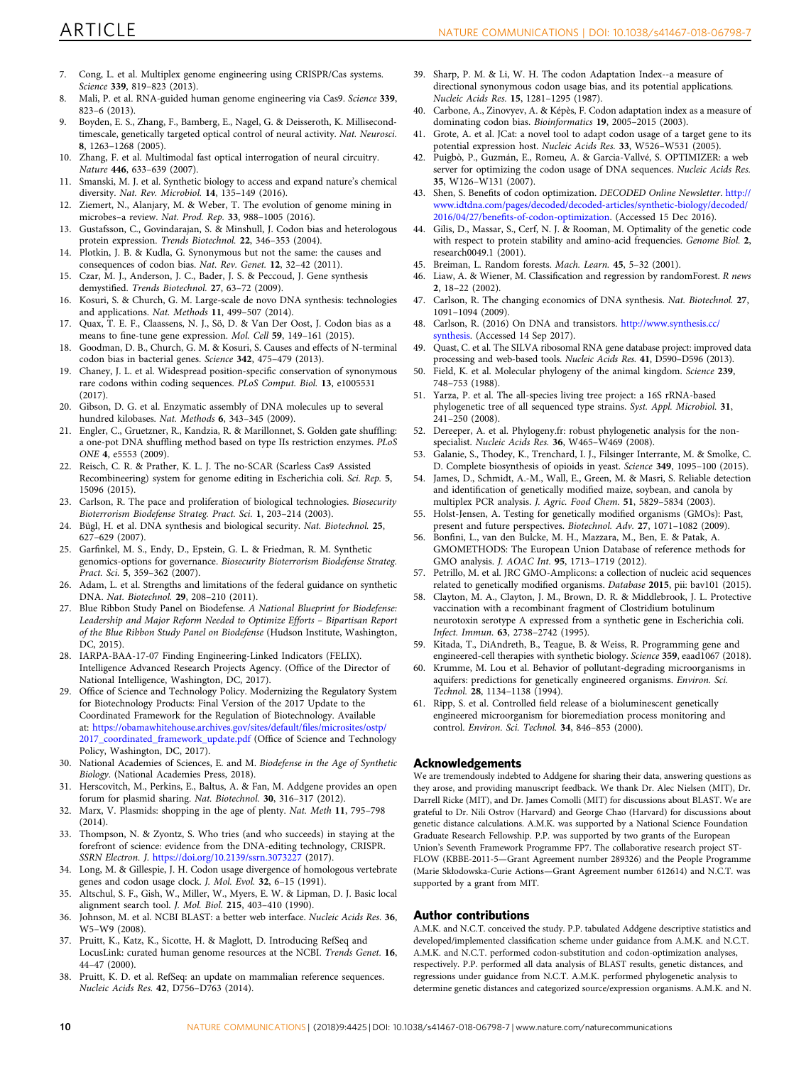7. Cong, L. et al. Multiplex genome engineering using CRISPR/Cas systems. *Science* **339**, 819–823 (2013).
8. Mali, P. et al. RNA-guided human genome engineering via Cas9. *Science* **339**, 823–6 (2013).
9. Boyden, E. S., Zhang, F., Bamberg, E., Nagel, G. & Deisseroth, K. Millisecond-timescale, genetically targeted optical control of neural activity. *Nat. Neurosci.* **8**, 1263–1268 (2005).
10. Zhang, F. et al. Multimodal fast optical interrogation of neural circuitry. *Nature* **446**, 633–639 (2007).
11. Smanski, M. J. et al. Synthetic biology to access and expand nature's chemical diversity. *Nat. Rev. Microbiol.* **14**, 135–149 (2016).
12. Ziemert, N., Alanjary, M. & Weber, T. The evolution of genome mining in microbes–a review. *Nat. Prod. Rep.* **33**, 988–1005 (2016).
13. Gustafsson, C., Govindarajan, S. & Minshull, J. Codon bias and heterologous protein expression. *Trends Biotechnol.* **22**, 346–353 (2004).
14. Plotkin, J. B. & Kudla, G. Synonymous but not the same: the causes and consequences of codon bias. *Nat. Rev. Genet.* **12**, 32–42 (2011).
15. Czar, M. J., Anderson, J. C., Bader, J. S. & Peccoud, J. Gene synthesis demystified. *Trends Biotechnol.* **27**, 63–72 (2009).
16. Kosuri, S. & Church, G. M. Large-scale de novo DNA synthesis: technologies and applications. *Nat. Methods* **11**, 499–507 (2014).
17. Quax, T. E. F., Claassens, N. J., Sö, D. & Van Der Oost, J. Codon bias as a means to fine-tune gene expression. *Mol. Cell* **59**, 149–161 (2015).
18. Goodman, D. B., Church, G. M. & Kosuri, S. Causes and effects of N-terminal codon bias in bacterial genes. *Science* **342**, 475–479 (2013).
19. Chaney, J. L. et al. Widespread position-specific conservation of synonymous rare codons within coding sequences. *PLoS Comput. Biol.* **13**, e1005531 (2017).
20. Gibson, D. G. et al. Enzymatic assembly of DNA molecules up to several hundred kilobases. *Nat. Methods* **6**, 343–345 (2009).
21. Engler, C., Gruetzner, R., Kandzia, R. & Marillonnet, S. Golden gate shuffling: a one-pot DNA shuffling method based on type IIs restriction enzymes. *PLoS ONE* **4**, e5553 (2009).
22. Reisch, C. R. & Prather, K. L. J. The no-SCAR (Scarless Cas9 Assisted Recombineering) system for genome editing in Escherichia coli. *Sci. Rep.* **5**, 15096 (2015).
23. Carlson, R. The pace and proliferation of biological technologies. *Biosecurity Bioterrorism Biodefense Strateg. Pract. Sci.* **1**, 203–214 (2003).
24. Bügl, H. et al. DNA synthesis and biological security. *Nat. Biotechnol.* **25**, 627–629 (2007).
25. Garfinkel, M. S., Endy, D., Epstein, G. L. & Friedman, R. M. Synthetic genomics-options for governance. *Biosecurity Bioterrorism Biodefense Strateg. Pract. Sci.* **5**, 359–362 (2007).
26. Adam, L. et al. Strengths and limitations of the federal guidance on synthetic DNA. *Nat. Biotechnol.* **29**, 208–210 (2011).
27. Blue Ribbon Study Panel on Biodefense. *A National Blueprint for Biodefense: Leadership and Major Reform Needed to Optimize Efforts – Bipartisan Report of the Blue Ribbon Study Panel on Biodefense* (Hudson Institute, Washington, DC, 2015).
28. IARPA-BAA-17-07 Finding Engineering-Linked Indicators (FELIX). Intelligence Advanced Research Projects Agency. (Office of the Director of National Intelligence, Washington, DC, 2017).
29. Office of Science and Technology Policy. Modernizing the Regulatory System for Biotechnology Products: Final Version of the 2017 Update to the Coordinated Framework for the Regulation of Biotechnology. Available at: https://obamawhitehouse.archives.gov/sites/default/files/microsites/ostp/2017_coordinated_framework_update.pdf (Office of Science and Technology Policy, Washington, DC, 2017).
30. National Academies of Sciences, E. and M. *Biodefense in the Age of Synthetic Biology*. (National Academies Press, 2018).
31. Herscovitch, M., Perkins, E., Baltus, A. & Fan, M. Addgene provides an open forum for plasmid sharing. *Nat. Biotechnol.* **30**, 316–317 (2012).
32. Marx, V. Plasmids: shopping in the age of plenty. *Nat. Meth* **11**, 795–798 (2014).
33. Thompson, N. & Zyontz, S. Who tries (and who succeeds) in staying at the forefront of science: evidence from the DNA-editing technology, CRISPR. *SSRN Electron. J.* https://doi.org/10.2139/ssrn.3073227 (2017).
34. Long, M. & Gillespie, J. H. Codon usage divergence of homologous vertebrate genes and codon usage clock. *J. Mol. Evol.* **32**, 6–15 (1991).
35. Altschul, S. F., Gish, W., Miller, W., Myers, E. W. & Lipman, D. J. Basic local alignment search tool. *J. Mol. Biol.* **215**, 403–410 (1990).
36. Johnson, M. et al. NCBI BLAST: a better web interface. *Nucleic Acids Res.* **36**, W5–W9 (2008).
37. Pruitt, K., Katz, K., Sicotte, H. & Maglott, D. Introducing RefSeq and LocusLink: curated human genome resources at the NCBI. *Trends Genet.* **16**, 44–47 (2000).
38. Pruitt, K. D. et al. RefSeq: an update on mammalian reference sequences. *Nucleic Acids Res.* **42**, D756–D763 (2014).
39. Sharp, P. M. & Li, W. H. The codon Adaptation Index--a measure of directional synonymous codon usage bias, and its potential applications. *Nucleic Acids Res.* **15**, 1281–1295 (1987).
40. Carbone, A., Zinovyev, A. & Képès, F. Codon adaptation index as a measure of dominating codon bias. *Bioinformatics* **19**, 2005–2015 (2003).
41. Grote, A. et al. JCat: a novel tool to adapt codon usage of a target gene to its potential expression host. *Nucleic Acids Res.* **33**, W526–W531 (2005).
42. Puigbò, P., Guzmán, E., Romeu, A. & Garcia-Vallvé, S. OPTIMIZER: a web server for optimizing the codon usage of DNA sequences. *Nucleic Acids Res.* **35**, W126–W131 (2007).
43. Shen, S. Benefits of codon optimization. *DECODED Online Newsletter*. http://www.idtdna.com/pages/decoded/decoded-articles/synthetic-biology/decoded/2016/04/27/benefits-of-codon-optimization. (Accessed 15 Dec 2016).
44. Gilis, D., Massar, S., Cerf, N. J. & Rooman, M. Optimality of the genetic code with respect to protein stability and amino-acid frequencies. *Genome Biol.* **2**, research0049.1 (2001).
45. Breiman, L. Random forests. *Mach. Learn.* **45**, 5–32 (2001).
46. Liaw, A. & Wiener, M. Classification and regression by randomForest. *R news* **2**, 18–22 (2002).
47. Carlson, R. The changing economics of DNA synthesis. *Nat. Biotechnol.* **27**, 1091–1094 (2009).
48. Carlson, R. (2016) On DNA and transistors. http://www.synthesis.cc/synthesis. (Accessed 14 Sep 2017).
49. Quast, C. et al. The SILVA ribosomal RNA gene database project: improved data processing and web-based tools. *Nucleic Acids Res.* **41**, D590–D596 (2013).
50. Field, K. et al. Molecular phylogeny of the animal kingdom. *Science* **239**, 748–753 (1988).
51. Yarza, P. et al. The all-species living tree project: a 16S rRNA-based phylogenetic tree of all sequenced type strains. *Syst. Appl. Microbiol.* **31**, 241–250 (2008).
52. Dereeper, A. et al. Phylogeny.fr: robust phylogenetic analysis for the non-specialist. *Nucleic Acids Res.* **36**, W465–W469 (2008).
53. Galanie, S., Thodey, K., Trenchard, I. J., Filsinger Interrante, M. & Smolke, C. D. Complete biosynthesis of opioids in yeast. *Science* **349**, 1095–100 (2015).
54. James, D., Schmidt, A.-M., Wall, E., Green, M. & Masri, S. Reliable detection and identification of genetically modified maize, soybean, and canola by multiplex PCR analysis. *J. Agric. Food Chem.* **51**, 5829–5834 (2003).
55. Holst-Jensen, A. Testing for genetically modified organisms (GMOs): Past, present and future perspectives. *Biotechnol. Adv.* **27**, 1071–1082 (2009).
56. Bonfini, L., van den Bulcke, M. H., Mazzara, M., Ben, E. & Patak, A. GMOMETHODS: The European Union Database of reference methods for GMO analysis. *J. AOAC Int.* **95**, 1713–1719 (2012).
57. Petrillo, M. et al. JRC GMO-Amplicons: a collection of nucleic acid sequences related to genetically modified organisms. *Database* **2015**, pii: bav101 (2015).
58. Clayton, M. A., Clayton, J. M., Brown, D. R. & Middlebrook, J. L. Protective vaccination with a recombinant fragment of Clostridium botulinum neurotoxin serotype A expressed from a synthetic gene in Escherichia coli. *Infect. Immun.* **63**, 2738–2742 (1995).
59. Kitada, T., DiAndreth, B., Teague, B. & Weiss, R. Programming gene and engineered-cell therapies with synthetic biology. *Science* **359**, eaad1067 (2018).
60. Krumme, M. Lou et al. Behavior of pollutant-degrading microorganisms in aquifers: predictions for genetically engineered organisms. *Environ. Sci. Technol.* **28**, 1134–1138 (1994).
61. Ripp, S. et al. Controlled field release of a bioluminescent genetically engineered microorganism for bioremediation process monitoring and control. *Environ. Sci. Technol.* **34**, 846–853 (2000).

## Acknowledgements

We are tremendously indebted to Addgene for sharing their data, answering questions as they arose, and providing manuscript feedback. We thank Dr. Alec Nielsen (MIT), Dr. Darrell Ricke (MIT), and Dr. James Comolli (MIT) for discussions about BLAST. We are grateful to Dr. Nili Ostrov (Harvard) and George Chao (Harvard) for discussions about genetic distance calculations. A.M.K. was supported by a National Science Foundation Graduate Research Fellowship. P.P. was supported by two grants of the European Union's Seventh Framework Programme FP7. The collaborative research project ST-FLOW (KBBE-2011-5—Grant Agreement number 289326) and the People Programme (Marie Skłodowska-Curie Actions—Grant Agreement number 612614) and N.C.T. was supported by a grant from MIT.

## Author contributions

A.M.K. and N.C.T. conceived the study. P.P. tabulated Addgene descriptive statistics and developed/implemented classification scheme under guidance from A.M.K. and N.C.T. A.M.K. and N.C.T. performed codon-substitution and codon-optimization analyses, respectively. P.P. performed all data analysis of BLAST results, genetic distances, and regressions under guidance from N.C.T. A.M.K. performed phylogenetic analysis to determine genetic distances and categorized source/expression organisms. A.M.K. and N.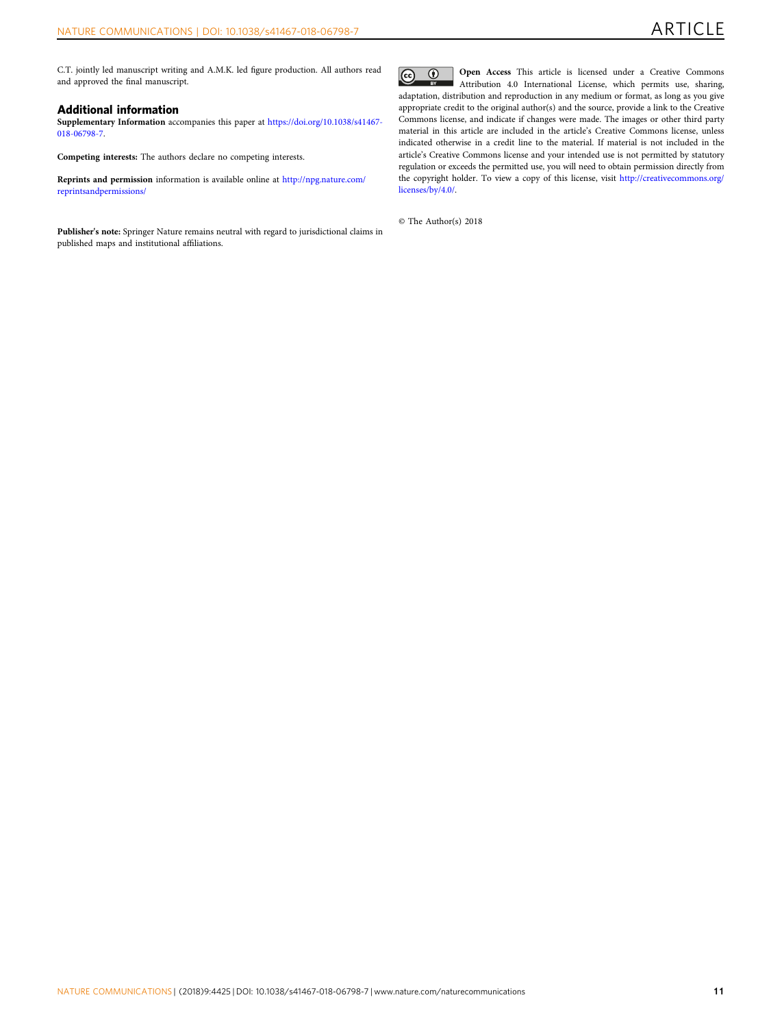C.T. jointly led manuscript writing and A.M.K. led figure production. All authors read and approved the final manuscript.

## Additional information

**Supplementary Information** accompanies this paper at https://doi.org/10.1038/s41467-018-06798-7.

**Competing interests:** The authors declare no competing interests.

**Reprints and permission** information is available online at http://npg.nature.com/reprintsandpermissions/

**Publisher's note:** Springer Nature remains neutral with regard to jurisdictional claims in published maps and institutional affiliations.

**Open Access** This article is licensed under a Creative Commons Attribution 4.0 International License, which permits use, sharing, adaptation, distribution and reproduction in any medium or format, as long as you give appropriate credit to the original author(s) and the source, provide a link to the Creative Commons license, and indicate if changes were made. The images or other third party material in this article are included in the article's Creative Commons license, unless indicated otherwise in a credit line to the material. If material is not included in the article's Creative Commons license and your intended use is not permitted by statutory regulation or exceeds the permitted use, you will need to obtain permission directly from the copyright holder. To view a copy of this license, visit http://creativecommons.org/licenses/by/4.0/.

© The Author(s) 2018